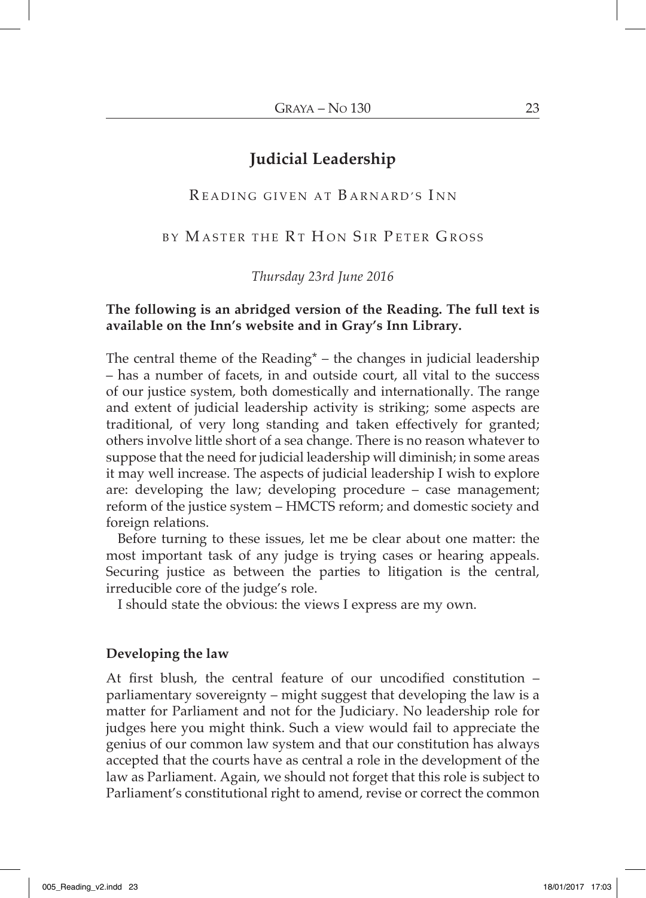# Judicial Leadership

READING GIVEN AT BARNARD'S INN

BY MASTER THE RT HON SIR PETER GROSS

*Thursday 23rd June 2016*

**The following is an abridged version of the Reading. The full text is available on the Inn's website and in Gray's Inn Library.**

The central theme of the Reading* – the changes in judicial leadership – has a number of facets, in and outside court, all vital to the success of our justice system, both domestically and internationally. The range and extent of judicial leadership activity is striking; some aspects are traditional, of very long standing and taken effectively for granted; others involve little short of a sea change. There is no reason whatever to suppose that the need for judicial leadership will diminish; in some areas it may well increase. The aspects of judicial leadership I wish to explore are: developing the law; developing procedure – case management; reform of the justice system – HMCTS reform; and domestic society and foreign relations.

Before turning to these issues, let me be clear about one matter: the most important task of any judge is trying cases or hearing appeals. Securing justice as between the parties to litigation is the central, irreducible core of the judge's role.

I should state the obvious: the views I express are my own.

## Developing the law

At first blush, the central feature of our uncodified constitution – parliamentary sovereignty – might suggest that developing the law is a matter for Parliament and not for the Judiciary. No leadership role for judges here you might think. Such a view would fail to appreciate the genius of our common law system and that our constitution has always accepted that the courts have as central a role in the development of the law as Parliament. Again, we should not forget that this role is subject to Parliament's constitutional right to amend, revise or correct the common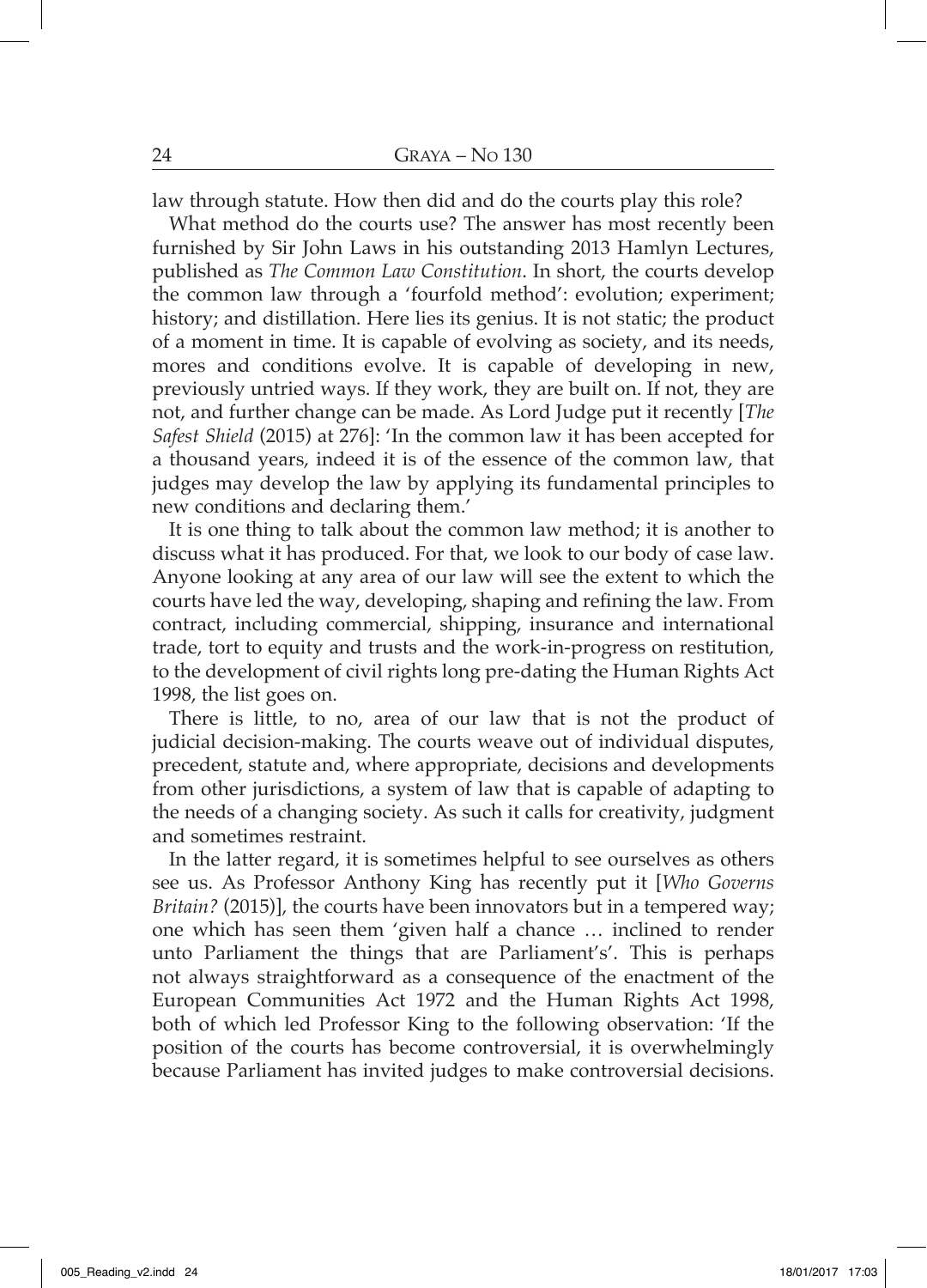law through statute. How then did and do the courts play this role?

What method do the courts use? The answer has most recently been furnished by Sir John Laws in his outstanding 2013 Hamlyn Lectures, published as *The Common Law Constitution*. In short, the courts develop the common law through a 'fourfold method': evolution; experiment; history; and distillation. Here lies its genius. It is not static; the product of a moment in time. It is capable of evolving as society, and its needs, mores and conditions evolve. It is capable of developing in new, previously untried ways. If they work, they are built on. If not, they are not, and further change can be made. As Lord Judge put it recently [*The Safest Shield* (2015) at 276]: 'In the common law it has been accepted for a thousand years, indeed it is of the essence of the common law, that judges may develop the law by applying its fundamental principles to new conditions and declaring them.'

It is one thing to talk about the common law method; it is another to discuss what it has produced. For that, we look to our body of case law. Anyone looking at any area of our law will see the extent to which the courts have led the way, developing, shaping and refining the law. From contract, including commercial, shipping, insurance and international trade, tort to equity and trusts and the work-in-progress on restitution, to the development of civil rights long pre-dating the Human Rights Act 1998, the list goes on.

There is little, to no, area of our law that is not the product of judicial decision-making. The courts weave out of individual disputes, precedent, statute and, where appropriate, decisions and developments from other jurisdictions, a system of law that is capable of adapting to the needs of a changing society. As such it calls for creativity, judgment and sometimes restraint.

In the latter regard, it is sometimes helpful to see ourselves as others see us. As Professor Anthony King has recently put it [*Who Governs Britain?* (2015)], the courts have been innovators but in a tempered way; one which has seen them 'given half a chance … inclined to render unto Parliament the things that are Parliament's'. This is perhaps not always straightforward as a consequence of the enactment of the European Communities Act 1972 and the Human Rights Act 1998, both of which led Professor King to the following observation: 'If the position of the courts has become controversial, it is overwhelmingly because Parliament has invited judges to make controversial decisions.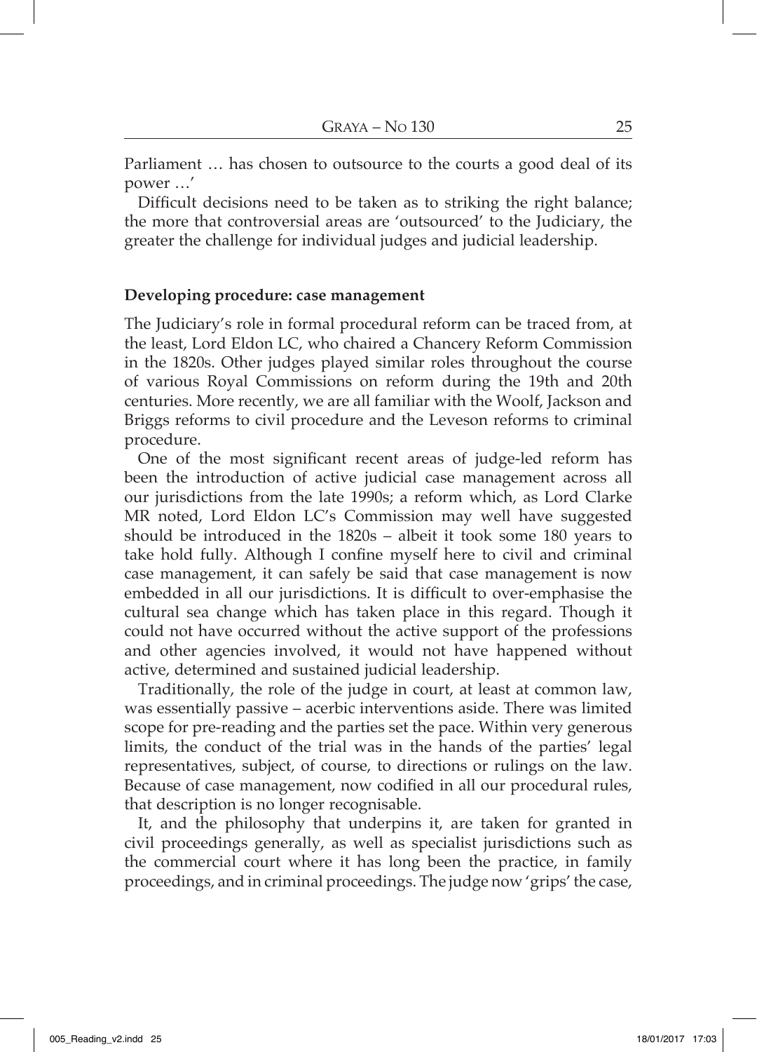Parliament … has chosen to outsource to the courts a good deal of its power …'

Difficult decisions need to be taken as to striking the right balance; the more that controversial areas are 'outsourced' to the Judiciary, the greater the challenge for individual judges and judicial leadership.

**Developing procedure: case management**

The Judiciary's role in formal procedural reform can be traced from, at the least, Lord Eldon LC, who chaired a Chancery Reform Commission in the 1820s. Other judges played similar roles throughout the course of various Royal Commissions on reform during the 19th and 20th centuries. More recently, we are all familiar with the Woolf, Jackson and Briggs reforms to civil procedure and the Leveson reforms to criminal procedure.

One of the most significant recent areas of judge-led reform has been the introduction of active judicial case management across all our jurisdictions from the late 1990s; a reform which, as Lord Clarke MR noted, Lord Eldon LC's Commission may well have suggested should be introduced in the 1820s – albeit it took some 180 years to take hold fully. Although I confine myself here to civil and criminal case management, it can safely be said that case management is now embedded in all our jurisdictions. It is difficult to over-emphasise the cultural sea change which has taken place in this regard. Though it could not have occurred without the active support of the professions and other agencies involved, it would not have happened without active, determined and sustained judicial leadership.

Traditionally, the role of the judge in court, at least at common law, was essentially passive – acerbic interventions aside. There was limited scope for pre-reading and the parties set the pace. Within very generous limits, the conduct of the trial was in the hands of the parties' legal representatives, subject, of course, to directions or rulings on the law. Because of case management, now codified in all our procedural rules, that description is no longer recognisable.

It, and the philosophy that underpins it, are taken for granted in civil proceedings generally, as well as specialist jurisdictions such as the commercial court where it has long been the practice, in family proceedings, and in criminal proceedings. The judge now 'grips' the case,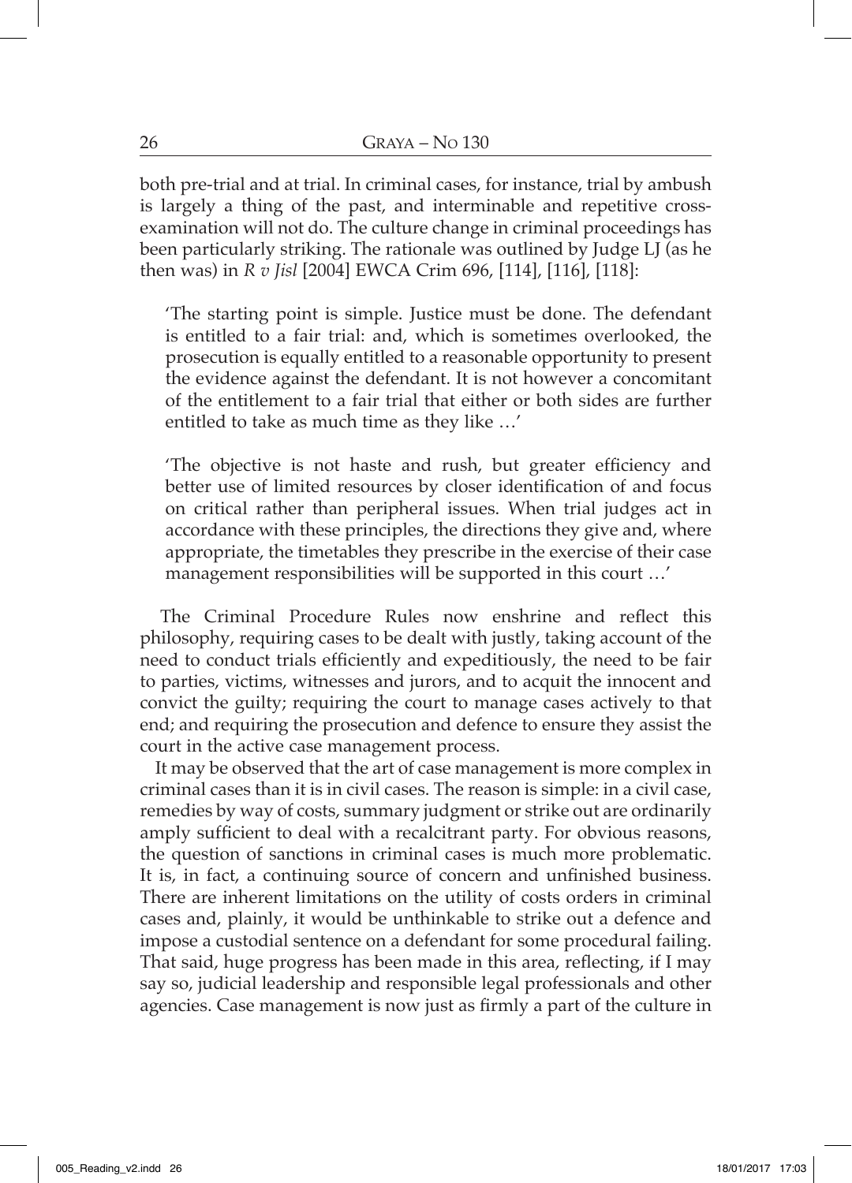both pre-trial and at trial. In criminal cases, for instance, trial by ambush is largely a thing of the past, and interminable and repetitive cross-examination will not do. The culture change in criminal proceedings has been particularly striking. The rationale was outlined by Judge LJ (as he then was) in *R v Jisl* [2004] EWCA Crim 696, [114], [116], [118]:

> 'The starting point is simple. Justice must be done. The defendant is entitled to a fair trial: and, which is sometimes overlooked, the prosecution is equally entitled to a reasonable opportunity to present the evidence against the defendant. It is not however a concomitant of the entitlement to a fair trial that either or both sides are further entitled to take as much time as they like …'

> 'The objective is not haste and rush, but greater efficiency and better use of limited resources by closer identification of and focus on critical rather than peripheral issues. When trial judges act in accordance with these principles, the directions they give and, where appropriate, the timetables they prescribe in the exercise of their case management responsibilities will be supported in this court …'

The Criminal Procedure Rules now enshrine and reflect this philosophy, requiring cases to be dealt with justly, taking account of the need to conduct trials efficiently and expeditiously, the need to be fair to parties, victims, witnesses and jurors, and to acquit the innocent and convict the guilty; requiring the court to manage cases actively to that end; and requiring the prosecution and defence to ensure they assist the court in the active case management process.

It may be observed that the art of case management is more complex in criminal cases than it is in civil cases. The reason is simple: in a civil case, remedies by way of costs, summary judgment or strike out are ordinarily amply sufficient to deal with a recalcitrant party. For obvious reasons, the question of sanctions in criminal cases is much more problematic. It is, in fact, a continuing source of concern and unfinished business. There are inherent limitations on the utility of costs orders in criminal cases and, plainly, it would be unthinkable to strike out a defence and impose a custodial sentence on a defendant for some procedural failing. That said, huge progress has been made in this area, reflecting, if I may say so, judicial leadership and responsible legal professionals and other agencies. Case management is now just as firmly a part of the culture in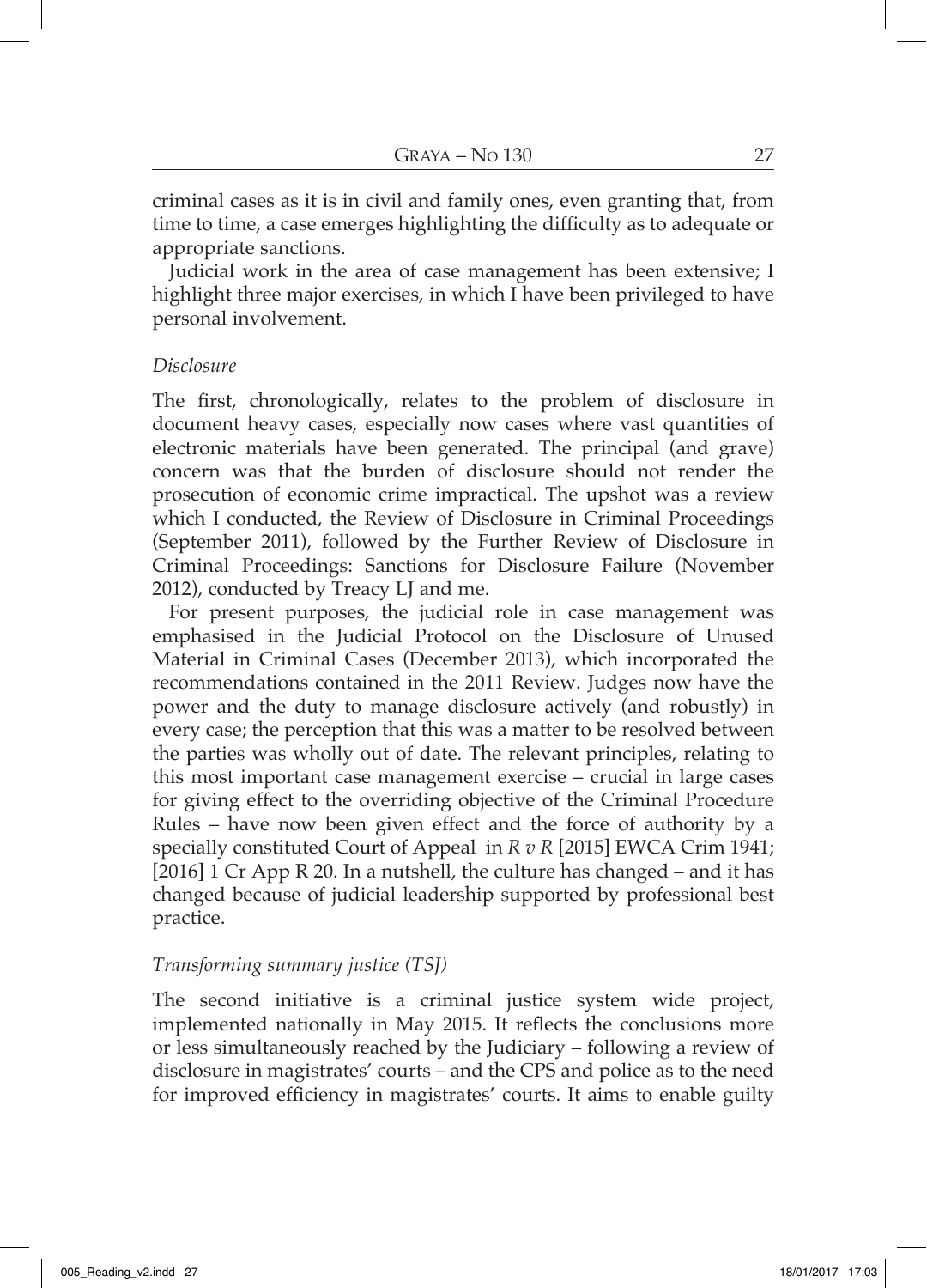criminal cases as it is in civil and family ones, even granting that, from time to time, a case emerges highlighting the difficulty as to adequate or appropriate sanctions.

Judicial work in the area of case management has been extensive; I highlight three major exercises, in which I have been privileged to have personal involvement.

### *Disclosure*

The first, chronologically, relates to the problem of disclosure in document heavy cases, especially now cases where vast quantities of electronic materials have been generated. The principal (and grave) concern was that the burden of disclosure should not render the prosecution of economic crime impractical. The upshot was a review which I conducted, the Review of Disclosure in Criminal Proceedings (September 2011), followed by the Further Review of Disclosure in Criminal Proceedings: Sanctions for Disclosure Failure (November 2012), conducted by Treacy LJ and me.

For present purposes, the judicial role in case management was emphasised in the Judicial Protocol on the Disclosure of Unused Material in Criminal Cases (December 2013), which incorporated the recommendations contained in the 2011 Review. Judges now have the power and the duty to manage disclosure actively (and robustly) in every case; the perception that this was a matter to be resolved between the parties was wholly out of date. The relevant principles, relating to this most important case management exercise – crucial in large cases for giving effect to the overriding objective of the Criminal Procedure Rules – have now been given effect and the force of authority by a specially constituted Court of Appeal in *R v R* [2015] EWCA Crim 1941; [2016] 1 Cr App R 20. In a nutshell, the culture has changed – and it has changed because of judicial leadership supported by professional best practice.

### *Transforming summary justice (TSJ)*

The second initiative is a criminal justice system wide project, implemented nationally in May 2015. It reflects the conclusions more or less simultaneously reached by the Judiciary – following a review of disclosure in magistrates' courts – and the CPS and police as to the need for improved efficiency in magistrates' courts. It aims to enable guilty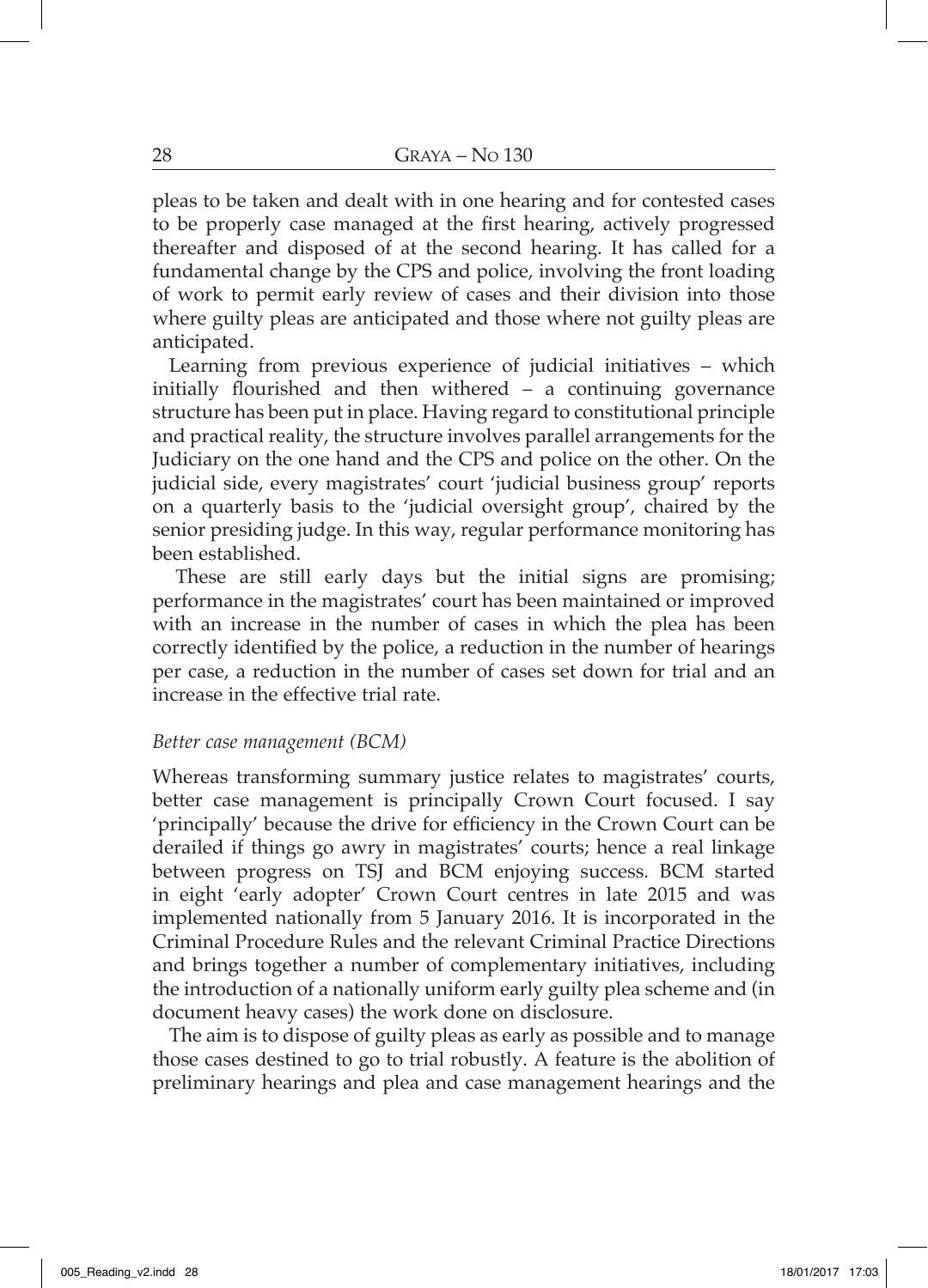pleas to be taken and dealt with in one hearing and for contested cases to be properly case managed at the first hearing, actively progressed thereafter and disposed of at the second hearing. It has called for a fundamental change by the CPS and police, involving the front loading of work to permit early review of cases and their division into those where guilty pleas are anticipated and those where not guilty pleas are anticipated.

Learning from previous experience of judicial initiatives – which initially flourished and then withered – a continuing governance structure has been put in place. Having regard to constitutional principle and practical reality, the structure involves parallel arrangements for the Judiciary on the one hand and the CPS and police on the other. On the judicial side, every magistrates' court 'judicial business group' reports on a quarterly basis to the 'judicial oversight group', chaired by the senior presiding judge. In this way, regular performance monitoring has been established.

These are still early days but the initial signs are promising; performance in the magistrates' court has been maintained or improved with an increase in the number of cases in which the plea has been correctly identified by the police, a reduction in the number of hearings per case, a reduction in the number of cases set down for trial and an increase in the effective trial rate.

*Better case management (BCM)*

Whereas transforming summary justice relates to magistrates' courts, better case management is principally Crown Court focused. I say 'principally' because the drive for efficiency in the Crown Court can be derailed if things go awry in magistrates' courts; hence a real linkage between progress on TSJ and BCM enjoying success. BCM started in eight 'early adopter' Crown Court centres in late 2015 and was implemented nationally from 5 January 2016. It is incorporated in the Criminal Procedure Rules and the relevant Criminal Practice Directions and brings together a number of complementary initiatives, including the introduction of a nationally uniform early guilty plea scheme and (in document heavy cases) the work done on disclosure.

The aim is to dispose of guilty pleas as early as possible and to manage those cases destined to go to trial robustly. A feature is the abolition of preliminary hearings and plea and case management hearings and the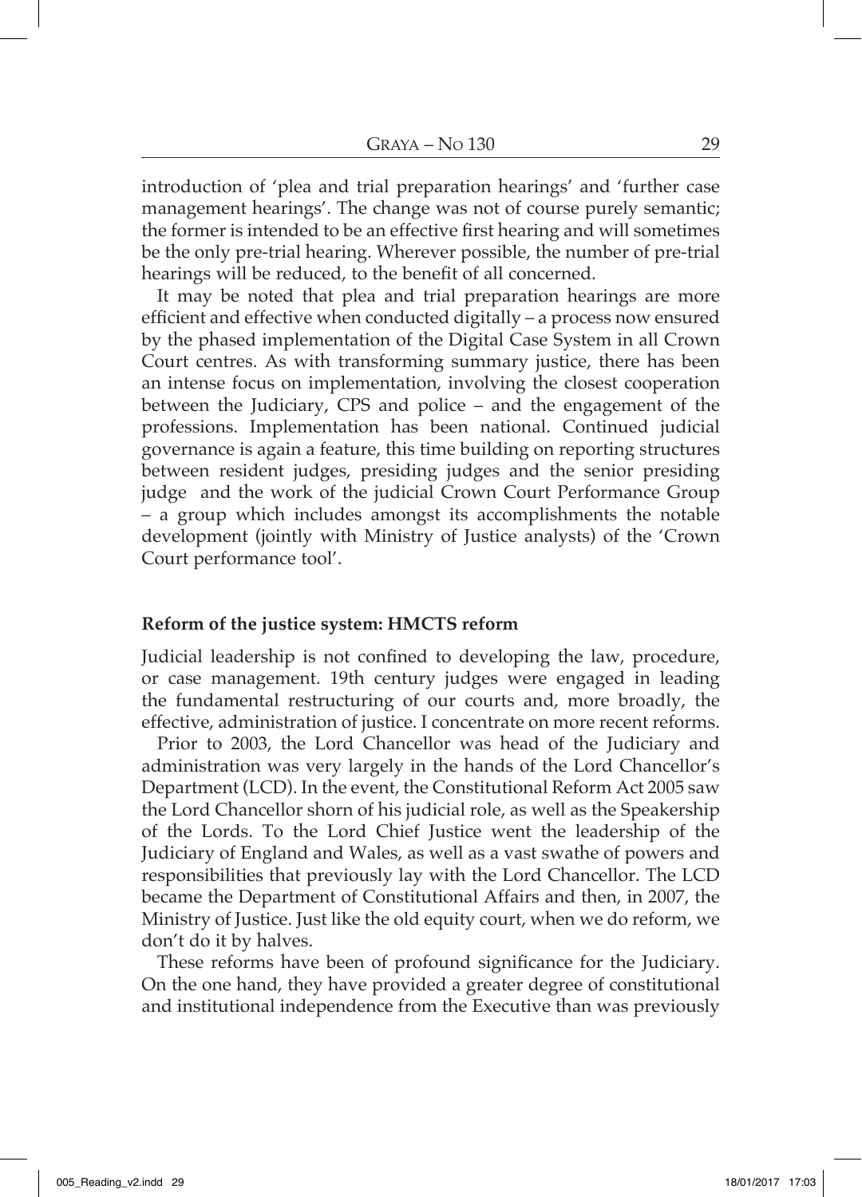introduction of 'plea and trial preparation hearings' and 'further case management hearings'. The change was not of course purely semantic; the former is intended to be an effective first hearing and will sometimes be the only pre-trial hearing. Wherever possible, the number of pre-trial hearings will be reduced, to the benefit of all concerned.

It may be noted that plea and trial preparation hearings are more efficient and effective when conducted digitally – a process now ensured by the phased implementation of the Digital Case System in all Crown Court centres. As with transforming summary justice, there has been an intense focus on implementation, involving the closest cooperation between the Judiciary, CPS and police – and the engagement of the professions. Implementation has been national. Continued judicial governance is again a feature, this time building on reporting structures between resident judges, presiding judges and the senior presiding judge and the work of the judicial Crown Court Performance Group – a group which includes amongst its accomplishments the notable development (jointly with Ministry of Justice analysts) of the 'Crown Court performance tool'.

**Reform of the justice system: HMCTS reform**

Judicial leadership is not confined to developing the law, procedure, or case management. 19th century judges were engaged in leading the fundamental restructuring of our courts and, more broadly, the effective, administration of justice. I concentrate on more recent reforms.

Prior to 2003, the Lord Chancellor was head of the Judiciary and administration was very largely in the hands of the Lord Chancellor's Department (LCD). In the event, the Constitutional Reform Act 2005 saw the Lord Chancellor shorn of his judicial role, as well as the Speakership of the Lords. To the Lord Chief Justice went the leadership of the Judiciary of England and Wales, as well as a vast swathe of powers and responsibilities that previously lay with the Lord Chancellor. The LCD became the Department of Constitutional Affairs and then, in 2007, the Ministry of Justice. Just like the old equity court, when we do reform, we don't do it by halves.

These reforms have been of profound significance for the Judiciary. On the one hand, they have provided a greater degree of constitutional and institutional independence from the Executive than was previously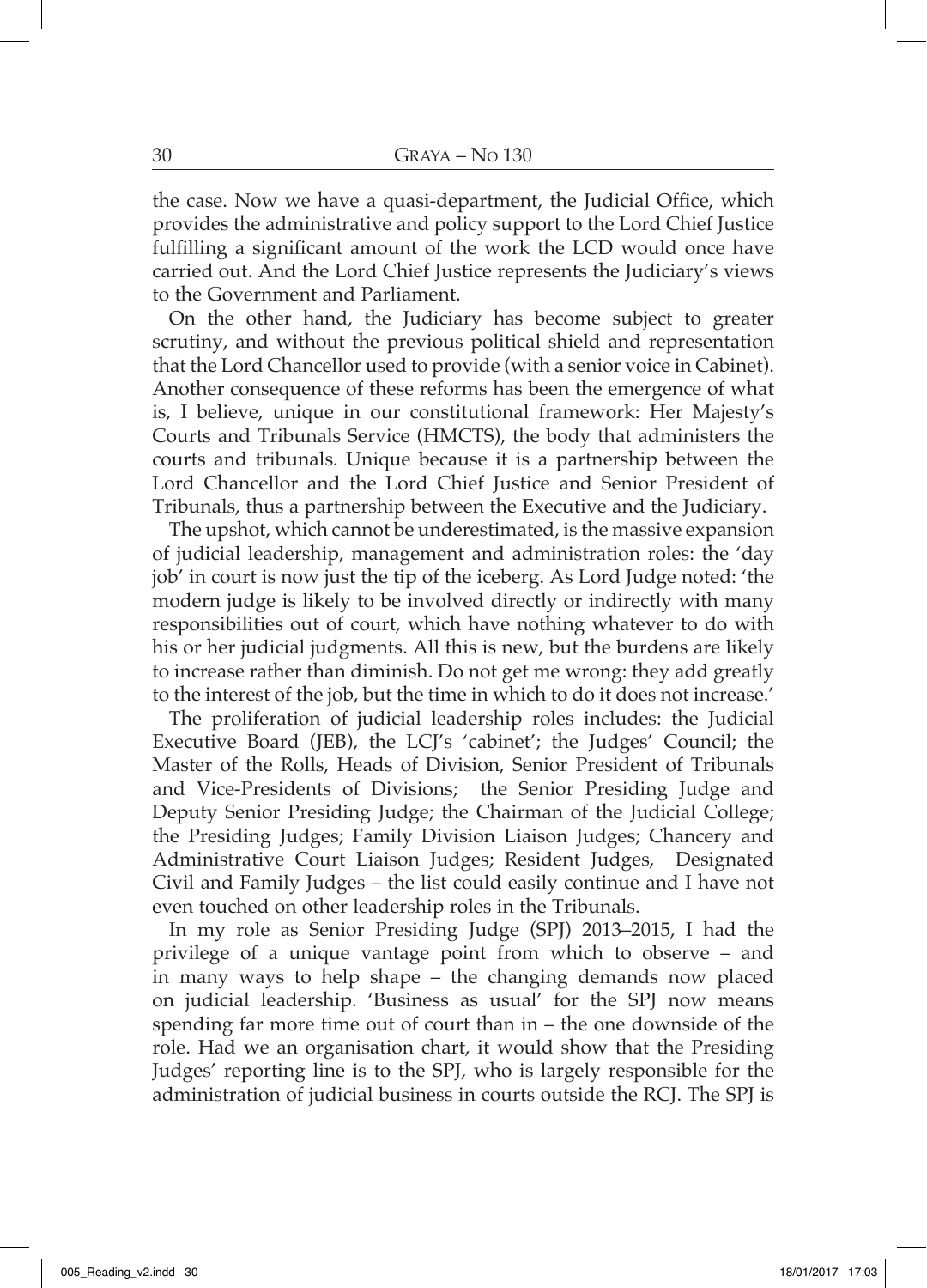the case. Now we have a quasi-department, the Judicial Office, which provides the administrative and policy support to the Lord Chief Justice fulfilling a significant amount of the work the LCD would once have carried out. And the Lord Chief Justice represents the Judiciary's views to the Government and Parliament.

On the other hand, the Judiciary has become subject to greater scrutiny, and without the previous political shield and representation that the Lord Chancellor used to provide (with a senior voice in Cabinet). Another consequence of these reforms has been the emergence of what is, I believe, unique in our constitutional framework: Her Majesty's Courts and Tribunals Service (HMCTS), the body that administers the courts and tribunals. Unique because it is a partnership between the Lord Chancellor and the Lord Chief Justice and Senior President of Tribunals, thus a partnership between the Executive and the Judiciary.

The upshot, which cannot be underestimated, is the massive expansion of judicial leadership, management and administration roles: the 'day job' in court is now just the tip of the iceberg. As Lord Judge noted: 'the modern judge is likely to be involved directly or indirectly with many responsibilities out of court, which have nothing whatever to do with his or her judicial judgments. All this is new, but the burdens are likely to increase rather than diminish. Do not get me wrong: they add greatly to the interest of the job, but the time in which to do it does not increase.'

The proliferation of judicial leadership roles includes: the Judicial Executive Board (JEB), the LCJ's 'cabinet'; the Judges' Council; the Master of the Rolls, Heads of Division, Senior President of Tribunals and Vice-Presidents of Divisions; the Senior Presiding Judge and Deputy Senior Presiding Judge; the Chairman of the Judicial College; the Presiding Judges; Family Division Liaison Judges; Chancery and Administrative Court Liaison Judges; Resident Judges, Designated Civil and Family Judges – the list could easily continue and I have not even touched on other leadership roles in the Tribunals.

In my role as Senior Presiding Judge (SPJ) 2013–2015, I had the privilege of a unique vantage point from which to observe – and in many ways to help shape – the changing demands now placed on judicial leadership. 'Business as usual' for the SPJ now means spending far more time out of court than in – the one downside of the role. Had we an organisation chart, it would show that the Presiding Judges' reporting line is to the SPJ, who is largely responsible for the administration of judicial business in courts outside the RCJ. The SPJ is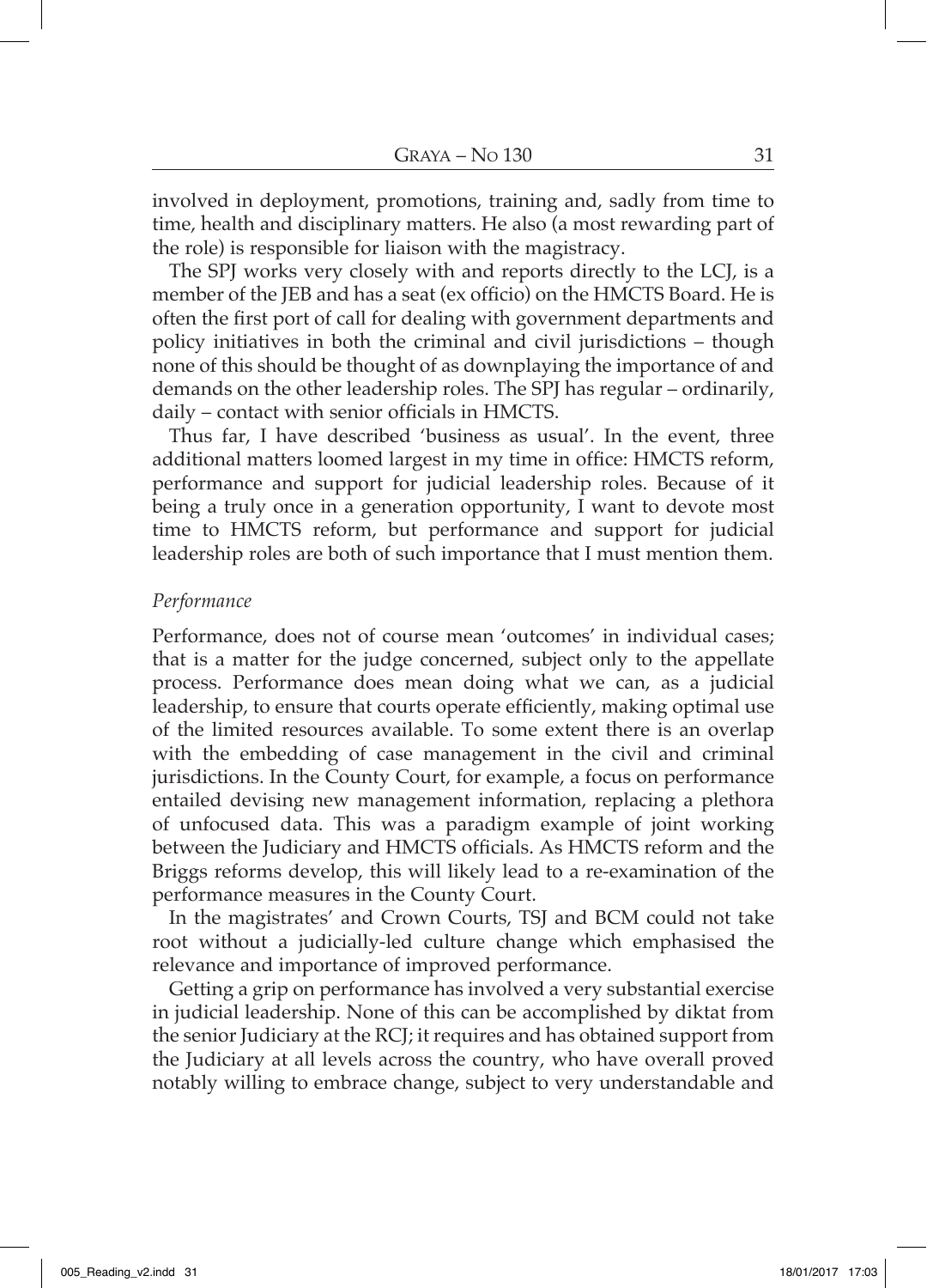involved in deployment, promotions, training and, sadly from time to time, health and disciplinary matters. He also (a most rewarding part of the role) is responsible for liaison with the magistracy.

The SPJ works very closely with and reports directly to the LCJ, is a member of the JEB and has a seat (ex officio) on the HMCTS Board. He is often the first port of call for dealing with government departments and policy initiatives in both the criminal and civil jurisdictions – though none of this should be thought of as downplaying the importance of and demands on the other leadership roles. The SPJ has regular – ordinarily, daily – contact with senior officials in HMCTS.

Thus far, I have described 'business as usual'. In the event, three additional matters loomed largest in my time in office: HMCTS reform, performance and support for judicial leadership roles. Because of it being a truly once in a generation opportunity, I want to devote most time to HMCTS reform, but performance and support for judicial leadership roles are both of such importance that I must mention them.

*Performance*

Performance, does not of course mean 'outcomes' in individual cases; that is a matter for the judge concerned, subject only to the appellate process. Performance does mean doing what we can, as a judicial leadership, to ensure that courts operate efficiently, making optimal use of the limited resources available. To some extent there is an overlap with the embedding of case management in the civil and criminal jurisdictions. In the County Court, for example, a focus on performance entailed devising new management information, replacing a plethora of unfocused data. This was a paradigm example of joint working between the Judiciary and HMCTS officials. As HMCTS reform and the Briggs reforms develop, this will likely lead to a re-examination of the performance measures in the County Court.

In the magistrates' and Crown Courts, TSJ and BCM could not take root without a judicially-led culture change which emphasised the relevance and importance of improved performance.

Getting a grip on performance has involved a very substantial exercise in judicial leadership. None of this can be accomplished by diktat from the senior Judiciary at the RCJ; it requires and has obtained support from the Judiciary at all levels across the country, who have overall proved notably willing to embrace change, subject to very understandable and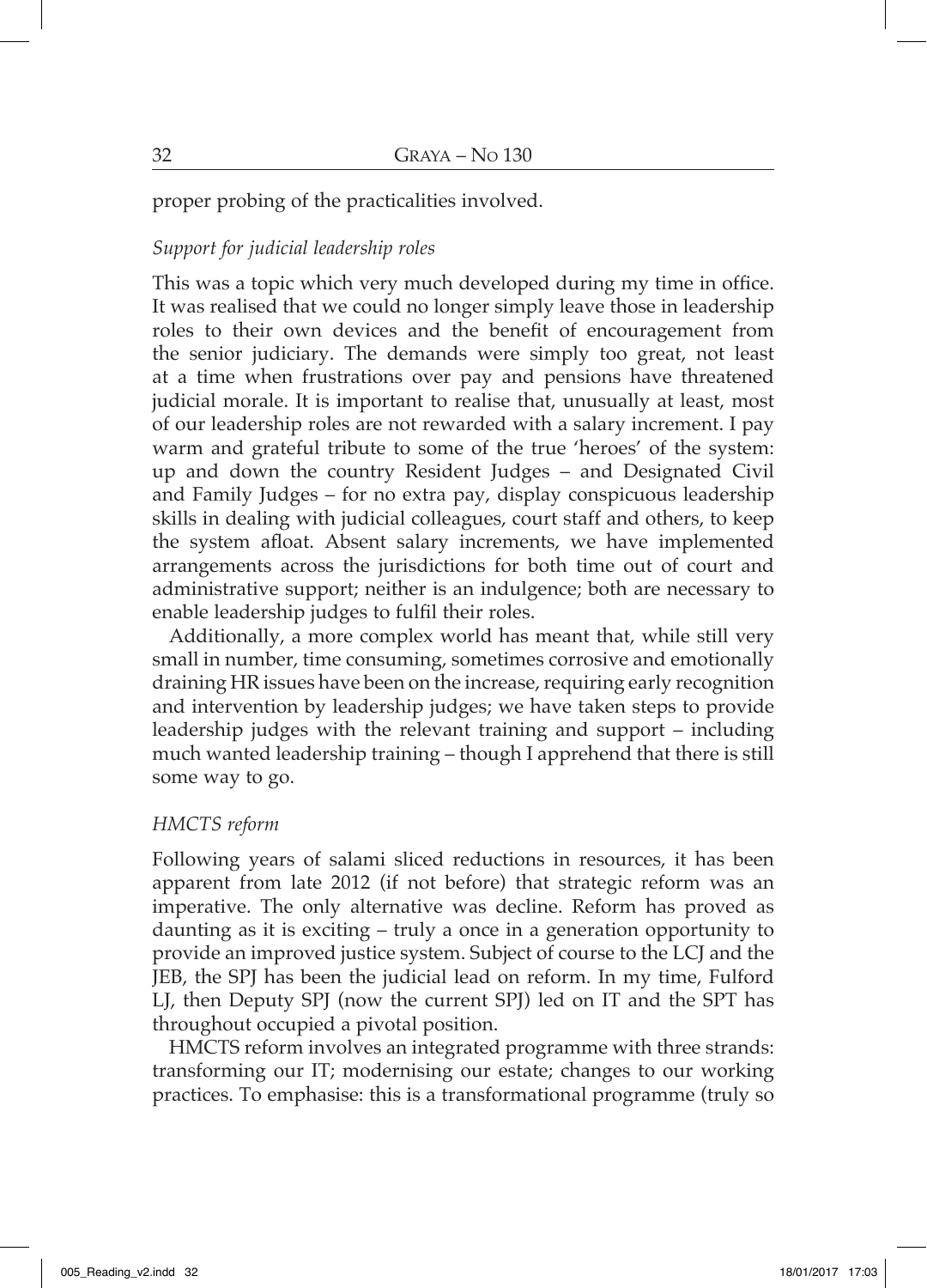proper probing of the practicalities involved.

### *Support for judicial leadership roles*

This was a topic which very much developed during my time in office. It was realised that we could no longer simply leave those in leadership roles to their own devices and the benefit of encouragement from the senior judiciary. The demands were simply too great, not least at a time when frustrations over pay and pensions have threatened judicial morale. It is important to realise that, unusually at least, most of our leadership roles are not rewarded with a salary increment. I pay warm and grateful tribute to some of the true 'heroes' of the system: up and down the country Resident Judges – and Designated Civil and Family Judges – for no extra pay, display conspicuous leadership skills in dealing with judicial colleagues, court staff and others, to keep the system afloat. Absent salary increments, we have implemented arrangements across the jurisdictions for both time out of court and administrative support; neither is an indulgence; both are necessary to enable leadership judges to fulfil their roles.

Additionally, a more complex world has meant that, while still very small in number, time consuming, sometimes corrosive and emotionally draining HR issues have been on the increase, requiring early recognition and intervention by leadership judges; we have taken steps to provide leadership judges with the relevant training and support – including much wanted leadership training – though I apprehend that there is still some way to go.

### *HMCTS reform*

Following years of salami sliced reductions in resources, it has been apparent from late 2012 (if not before) that strategic reform was an imperative. The only alternative was decline. Reform has proved as daunting as it is exciting – truly a once in a generation opportunity to provide an improved justice system. Subject of course to the LCJ and the JEB, the SPJ has been the judicial lead on reform. In my time, Fulford LJ, then Deputy SPJ (now the current SPJ) led on IT and the SPT has throughout occupied a pivotal position.

HMCTS reform involves an integrated programme with three strands: transforming our IT; modernising our estate; changes to our working practices. To emphasise: this is a transformational programme (truly so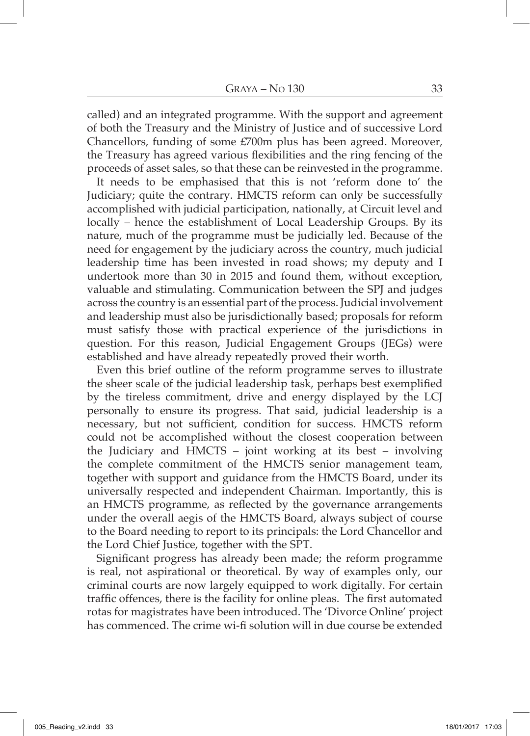called) and an integrated programme. With the support and agreement of both the Treasury and the Ministry of Justice and of successive Lord Chancellors, funding of some £700m plus has been agreed. Moreover, the Treasury has agreed various flexibilities and the ring fencing of the proceeds of asset sales, so that these can be reinvested in the programme.

It needs to be emphasised that this is not 'reform done to' the Judiciary; quite the contrary. HMCTS reform can only be successfully accomplished with judicial participation, nationally, at Circuit level and locally – hence the establishment of Local Leadership Groups. By its nature, much of the programme must be judicially led. Because of the need for engagement by the judiciary across the country, much judicial leadership time has been invested in road shows; my deputy and I undertook more than 30 in 2015 and found them, without exception, valuable and stimulating. Communication between the SPJ and judges across the country is an essential part of the process. Judicial involvement and leadership must also be jurisdictionally based; proposals for reform must satisfy those with practical experience of the jurisdictions in question. For this reason, Judicial Engagement Groups (JEGs) were established and have already repeatedly proved their worth.

Even this brief outline of the reform programme serves to illustrate the sheer scale of the judicial leadership task, perhaps best exemplified by the tireless commitment, drive and energy displayed by the LCJ personally to ensure its progress. That said, judicial leadership is a necessary, but not sufficient, condition for success. HMCTS reform could not be accomplished without the closest cooperation between the Judiciary and HMCTS – joint working at its best – involving the complete commitment of the HMCTS senior management team, together with support and guidance from the HMCTS Board, under its universally respected and independent Chairman. Importantly, this is an HMCTS programme, as reflected by the governance arrangements under the overall aegis of the HMCTS Board, always subject of course to the Board needing to report to its principals: the Lord Chancellor and the Lord Chief Justice, together with the SPT.

Significant progress has already been made; the reform programme is real, not aspirational or theoretical. By way of examples only, our criminal courts are now largely equipped to work digitally. For certain traffic offences, there is the facility for online pleas. The first automated rotas for magistrates have been introduced. The 'Divorce Online' project has commenced. The crime wi-fi solution will in due course be extended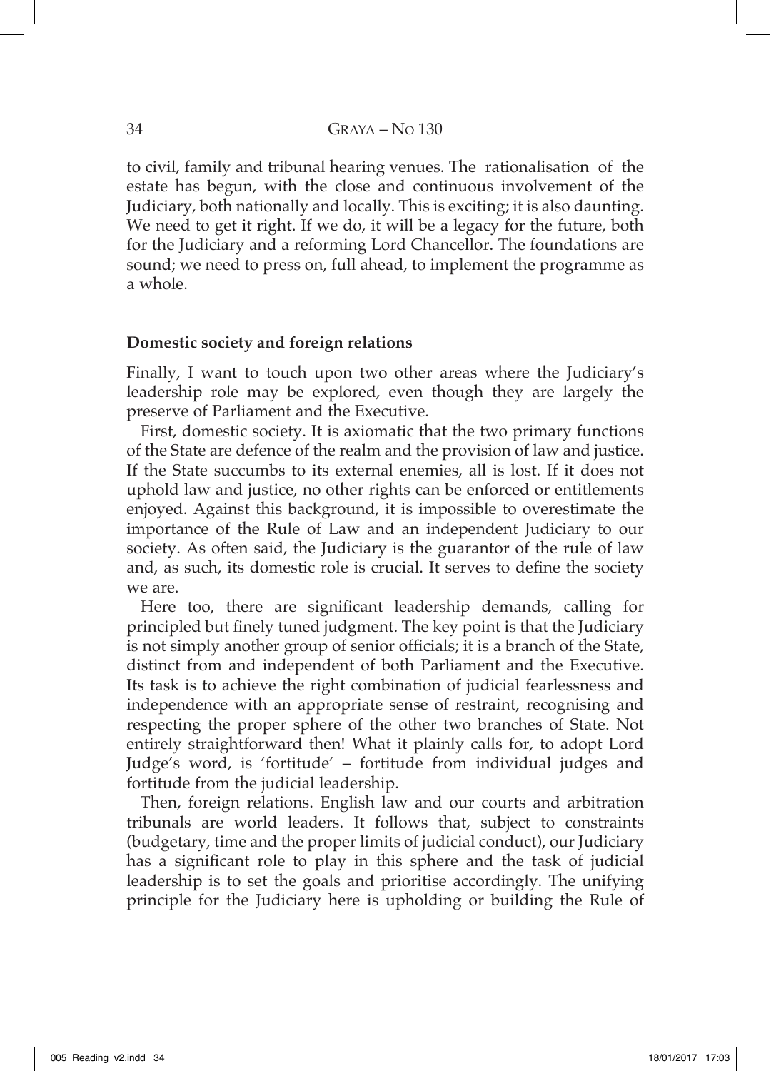to civil, family and tribunal hearing venues. The rationalisation of the estate has begun, with the close and continuous involvement of the Judiciary, both nationally and locally. This is exciting; it is also daunting. We need to get it right. If we do, it will be a legacy for the future, both for the Judiciary and a reforming Lord Chancellor. The foundations are sound; we need to press on, full ahead, to implement the programme as a whole.

**Domestic society and foreign relations**

Finally, I want to touch upon two other areas where the Judiciary's leadership role may be explored, even though they are largely the preserve of Parliament and the Executive.

First, domestic society. It is axiomatic that the two primary functions of the State are defence of the realm and the provision of law and justice. If the State succumbs to its external enemies, all is lost. If it does not uphold law and justice, no other rights can be enforced or entitlements enjoyed. Against this background, it is impossible to overestimate the importance of the Rule of Law and an independent Judiciary to our society. As often said, the Judiciary is the guarantor of the rule of law and, as such, its domestic role is crucial. It serves to define the society we are.

Here too, there are significant leadership demands, calling for principled but finely tuned judgment. The key point is that the Judiciary is not simply another group of senior officials; it is a branch of the State, distinct from and independent of both Parliament and the Executive. Its task is to achieve the right combination of judicial fearlessness and independence with an appropriate sense of restraint, recognising and respecting the proper sphere of the other two branches of State. Not entirely straightforward then! What it plainly calls for, to adopt Lord Judge's word, is 'fortitude' – fortitude from individual judges and fortitude from the judicial leadership.

Then, foreign relations. English law and our courts and arbitration tribunals are world leaders. It follows that, subject to constraints (budgetary, time and the proper limits of judicial conduct), our Judiciary has a significant role to play in this sphere and the task of judicial leadership is to set the goals and prioritise accordingly. The unifying principle for the Judiciary here is upholding or building the Rule of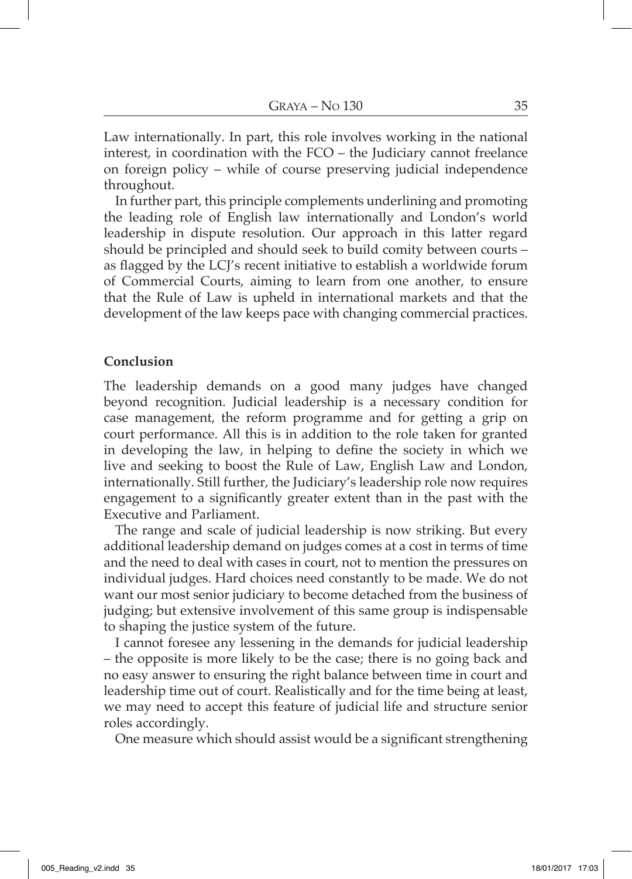Law internationally. In part, this role involves working in the national interest, in coordination with the FCO – the Judiciary cannot freelance on foreign policy – while of course preserving judicial independence throughout.

In further part, this principle complements underlining and promoting the leading role of English law internationally and London's world leadership in dispute resolution. Our approach in this latter regard should be principled and should seek to build comity between courts – as flagged by the LCJ's recent initiative to establish a worldwide forum of Commercial Courts, aiming to learn from one another, to ensure that the Rule of Law is upheld in international markets and that the development of the law keeps pace with changing commercial practices.

**Conclusion**

The leadership demands on a good many judges have changed beyond recognition. Judicial leadership is a necessary condition for case management, the reform programme and for getting a grip on court performance. All this is in addition to the role taken for granted in developing the law, in helping to define the society in which we live and seeking to boost the Rule of Law, English Law and London, internationally. Still further, the Judiciary's leadership role now requires engagement to a significantly greater extent than in the past with the Executive and Parliament.

The range and scale of judicial leadership is now striking. But every additional leadership demand on judges comes at a cost in terms of time and the need to deal with cases in court, not to mention the pressures on individual judges. Hard choices need constantly to be made. We do not want our most senior judiciary to become detached from the business of judging; but extensive involvement of this same group is indispensable to shaping the justice system of the future.

I cannot foresee any lessening in the demands for judicial leadership – the opposite is more likely to be the case; there is no going back and no easy answer to ensuring the right balance between time in court and leadership time out of court. Realistically and for the time being at least, we may need to accept this feature of judicial life and structure senior roles accordingly.

One measure which should assist would be a significant strengthening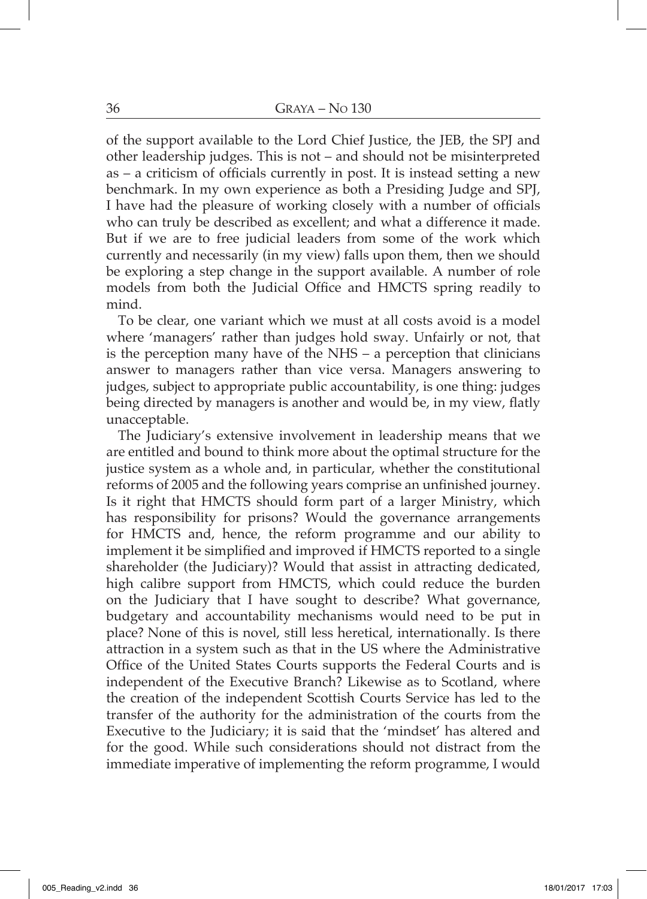of the support available to the Lord Chief Justice, the JEB, the SPJ and other leadership judges. This is not – and should not be misinterpreted as – a criticism of officials currently in post. It is instead setting a new benchmark. In my own experience as both a Presiding Judge and SPJ, I have had the pleasure of working closely with a number of officials who can truly be described as excellent; and what a difference it made. But if we are to free judicial leaders from some of the work which currently and necessarily (in my view) falls upon them, then we should be exploring a step change in the support available. A number of role models from both the Judicial Office and HMCTS spring readily to mind.

To be clear, one variant which we must at all costs avoid is a model where 'managers' rather than judges hold sway. Unfairly or not, that is the perception many have of the NHS – a perception that clinicians answer to managers rather than vice versa. Managers answering to judges, subject to appropriate public accountability, is one thing: judges being directed by managers is another and would be, in my view, flatly unacceptable.

The Judiciary's extensive involvement in leadership means that we are entitled and bound to think more about the optimal structure for the justice system as a whole and, in particular, whether the constitutional reforms of 2005 and the following years comprise an unfinished journey. Is it right that HMCTS should form part of a larger Ministry, which has responsibility for prisons? Would the governance arrangements for HMCTS and, hence, the reform programme and our ability to implement it be simplified and improved if HMCTS reported to a single shareholder (the Judiciary)? Would that assist in attracting dedicated, high calibre support from HMCTS, which could reduce the burden on the Judiciary that I have sought to describe? What governance, budgetary and accountability mechanisms would need to be put in place? None of this is novel, still less heretical, internationally. Is there attraction in a system such as that in the US where the Administrative Office of the United States Courts supports the Federal Courts and is independent of the Executive Branch? Likewise as to Scotland, where the creation of the independent Scottish Courts Service has led to the transfer of the authority for the administration of the courts from the Executive to the Judiciary; it is said that the 'mindset' has altered and for the good. While such considerations should not distract from the immediate imperative of implementing the reform programme, I would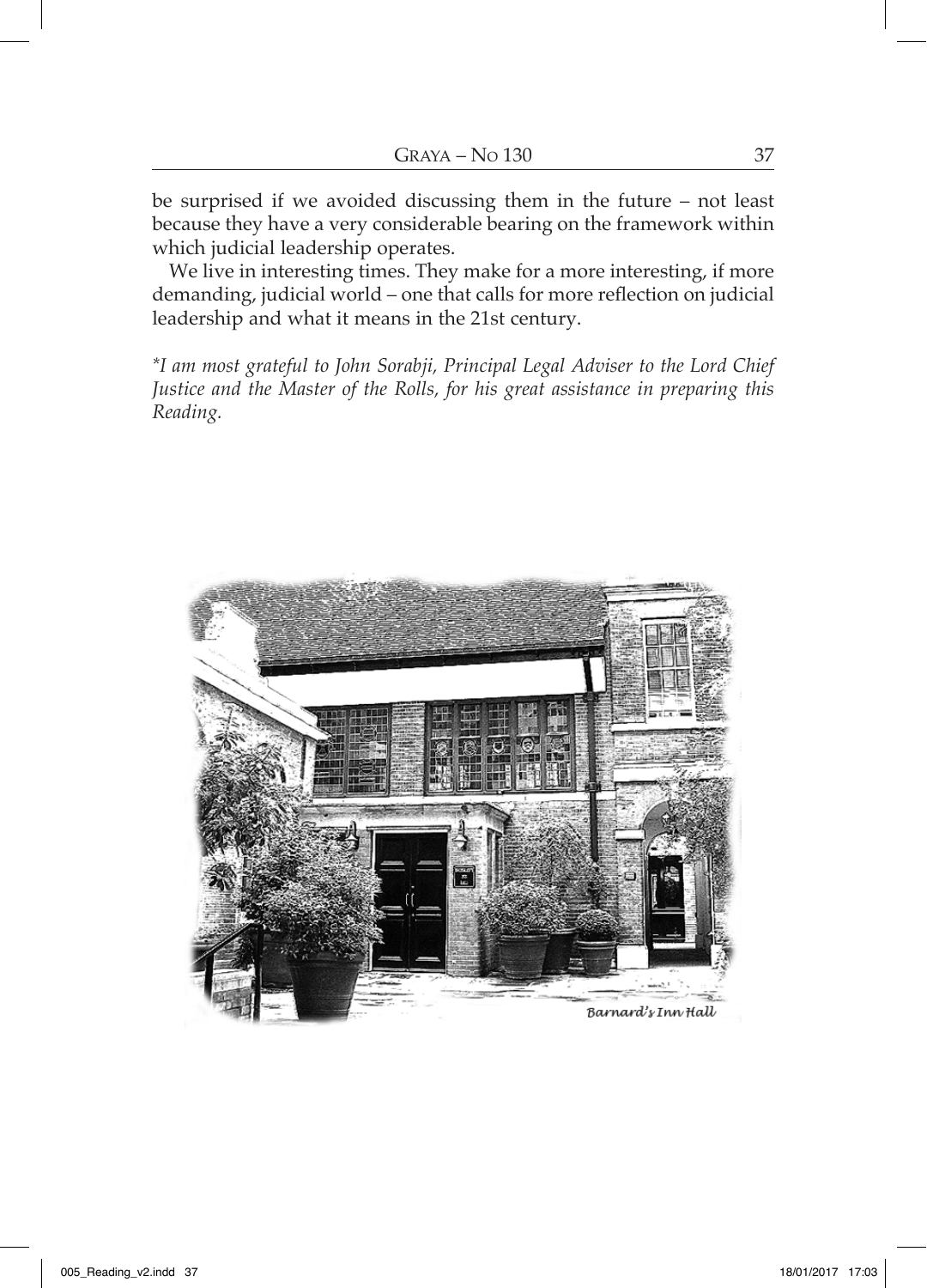be surprised if we avoided discussing them in the future – not least because they have a very considerable bearing on the framework within which judicial leadership operates.

We live in interesting times. They make for a more interesting, if more demanding, judicial world – one that calls for more reflection on judicial leadership and what it means in the 21st century.

*\*I am most grateful to John Sorabji, Principal Legal Adviser to the Lord Chief Justice and the Master of the Rolls, for his great assistance in preparing this Reading.*

Barnard's Inn Hall